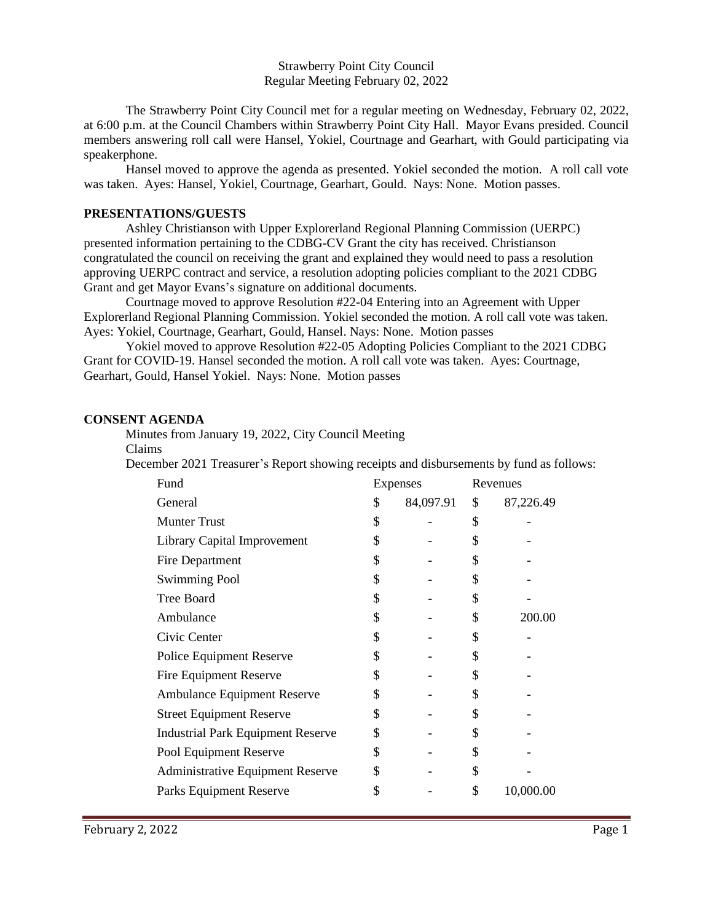Strawberry Point City Council
Regular Meeting February 02, 2022

The Strawberry Point City Council met for a regular meeting on Wednesday, February 02, 2022, at 6:00 p.m. at the Council Chambers within Strawberry Point City Hall. Mayor Evans presided. Council members answering roll call were Hansel, Yokiel, Courtnage and Gearhart, with Gould participating via speakerphone.

Hansel moved to approve the agenda as presented. Yokiel seconded the motion. A roll call vote was taken. Ayes: Hansel, Yokiel, Courtnage, Gearhart, Gould. Nays: None. Motion passes.

**PRESENTATIONS/GUESTS**

Ashley Christianson with Upper Explorerland Regional Planning Commission (UERPC) presented information pertaining to the CDBG-CV Grant the city has received. Christianson congratulated the council on receiving the grant and explained they would need to pass a resolution approving UERPC contract and service, a resolution adopting policies compliant to the 2021 CDBG Grant and get Mayor Evans's signature on additional documents.

Courtnage moved to approve Resolution #22-04 Entering into an Agreement with Upper Explorerland Regional Planning Commission. Yokiel seconded the motion. A roll call vote was taken. Ayes: Yokiel, Courtnage, Gearhart, Gould, Hansel. Nays: None. Motion passes

Yokiel moved to approve Resolution #22-05 Adopting Policies Compliant to the 2021 CDBG Grant for COVID-19. Hansel seconded the motion. A roll call vote was taken. Ayes: Courtnage, Gearhart, Gould, Hansel Yokiel. Nays: None. Motion passes

**CONSENT AGENDA**

Minutes from January 19, 2022, City Council Meeting
Claims
December 2021 Treasurer's Report showing receipts and disbursements by fund as follows:

| Fund | Expenses | Revenues |
|---|---|---|
| General | $ 84,097.91 | $ 87,226.49 |
| Munter Trust | $ - | $ - |
| Library Capital Improvement | $ - | $ - |
| Fire Department | $ - | $ - |
| Swimming Pool | $ - | $ - |
| Tree Board | $ - | $ - |
| Ambulance | $ - | $ 200.00 |
| Civic Center | $ - | $ - |
| Police Equipment Reserve | $ - | $ - |
| Fire Equipment Reserve | $ - | $ - |
| Ambulance Equipment Reserve | $ - | $ - |
| Street Equipment Reserve | $ - | $ - |
| Industrial Park Equipment Reserve | $ - | $ - |
| Pool Equipment Reserve | $ - | $ - |
| Administrative Equipment Reserve | $ - | $ - |
| Parks Equipment Reserve | $ - | $ 10,000.00 |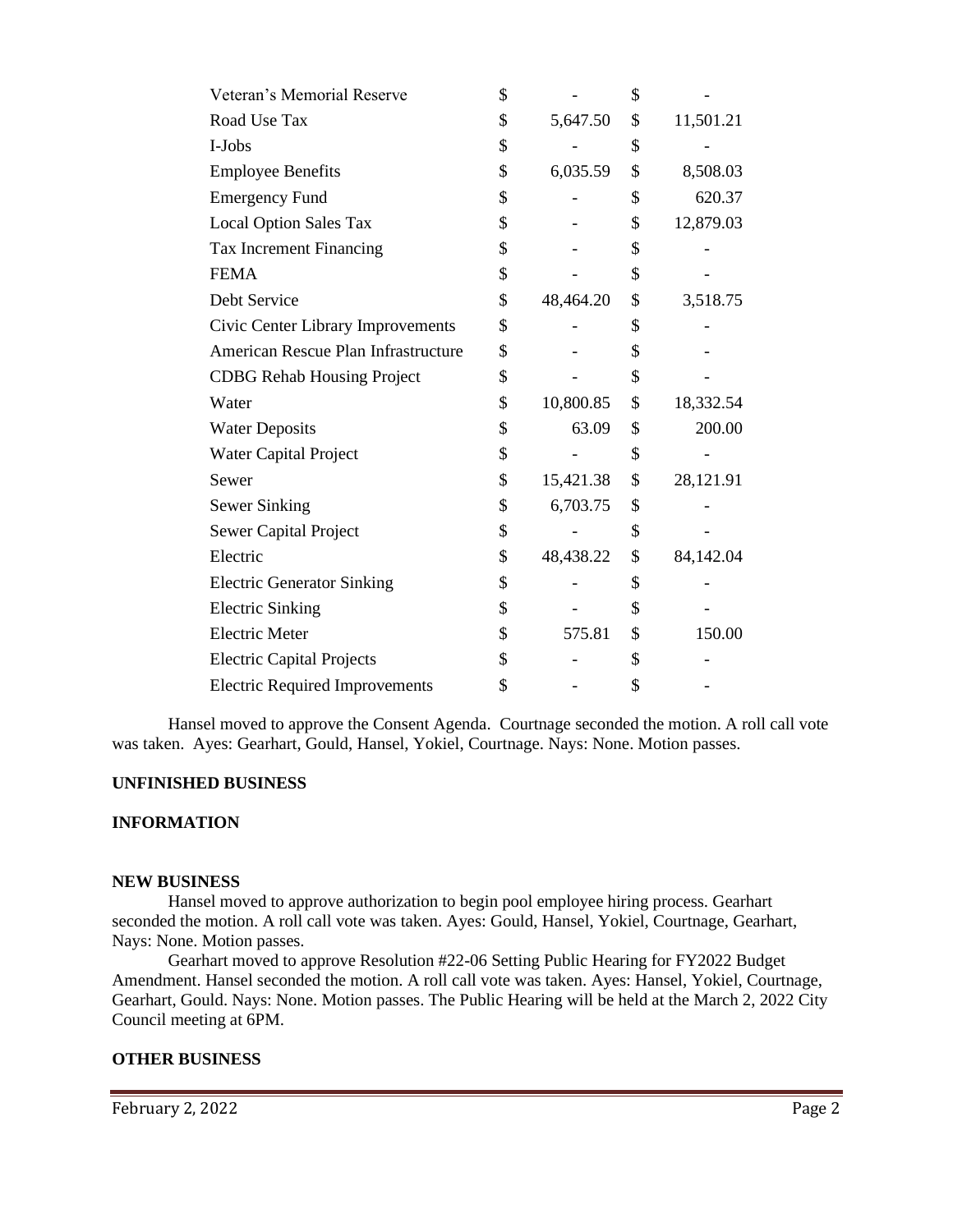| | | |
|---|---|---|
| Veteran's Memorial Reserve | $ - | $ - |
| Road Use Tax | $ 5,647.50 | $ 11,501.21 |
| I-Jobs | $ - | $ - |
| Employee Benefits | $ 6,035.59 | $ 8,508.03 |
| Emergency Fund | $ - | $ 620.37 |
| Local Option Sales Tax | $ - | $ 12,879.03 |
| Tax Increment Financing | $ - | $ - |
| FEMA | $ - | $ - |
| Debt Service | $ 48,464.20 | $ 3,518.75 |
| Civic Center Library Improvements | $ - | $ - |
| American Rescue Plan Infrastructure | $ - | $ - |
| CDBG Rehab Housing Project | $ - | $ - |
| Water | $ 10,800.85 | $ 18,332.54 |
| Water Deposits | $ 63.09 | $ 200.00 |
| Water Capital Project | $ - | $ - |
| Sewer | $ 15,421.38 | $ 28,121.91 |
| Sewer Sinking | $ 6,703.75 | $ - |
| Sewer Capital Project | $ - | $ - |
| Electric | $ 48,438.22 | $ 84,142.04 |
| Electric Generator Sinking | $ - | $ - |
| Electric Sinking | $ - | $ - |
| Electric Meter | $ 575.81 | $ 150.00 |
| Electric Capital Projects | $ - | $ - |
| Electric Required Improvements | $ - | $ - |

Hansel moved to approve the Consent Agenda. Courtnage seconded the motion. A roll call vote was taken. Ayes: Gearhart, Gould, Hansel, Yokiel, Courtnage. Nays: None. Motion passes.

**UNFINISHED BUSINESS**

**INFORMATION**

**NEW BUSINESS**

Hansel moved to approve authorization to begin pool employee hiring process. Gearhart seconded the motion. A roll call vote was taken. Ayes: Gould, Hansel, Yokiel, Courtnage, Gearhart, Nays: None. Motion passes.

Gearhart moved to approve Resolution #22-06 Setting Public Hearing for FY2022 Budget Amendment. Hansel seconded the motion. A roll call vote was taken. Ayes: Hansel, Yokiel, Courtnage, Gearhart, Gould. Nays: None. Motion passes. The Public Hearing will be held at the March 2, 2022 City Council meeting at 6PM.

**OTHER BUSINESS**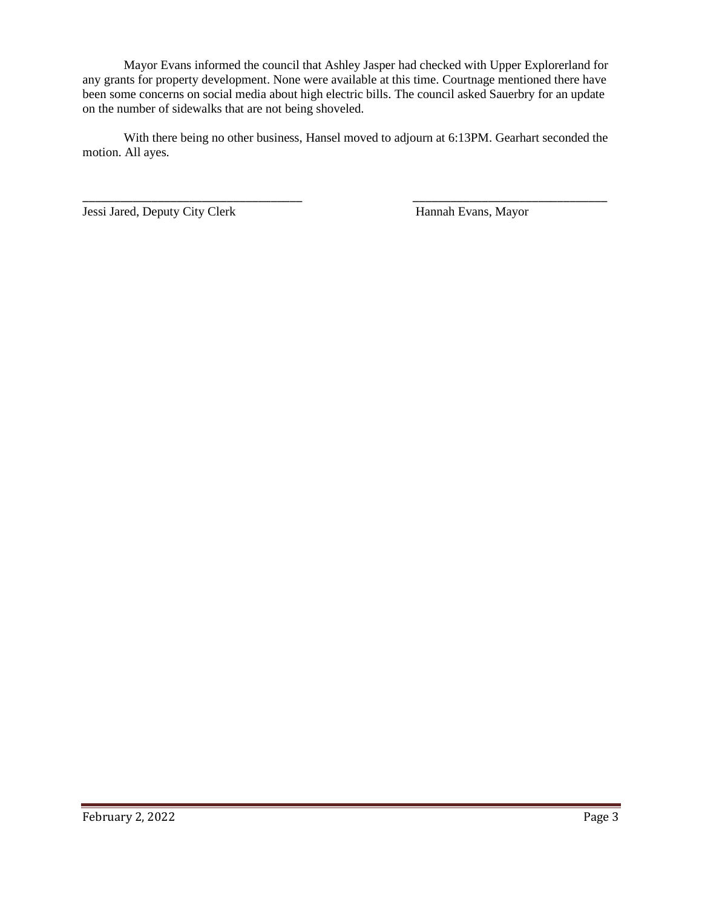Mayor Evans informed the council that Ashley Jasper had checked with Upper Explorerland for any grants for property development. None were available at this time. Courtnage mentioned there have been some concerns on social media about high electric bills. The council asked Sauerbry for an update on the number of sidewalks that are not being shoveled.

With there being no other business, Hansel moved to adjourn at 6:13PM. Gearhart seconded the motion. All ayes.

\_\_\_\_\_\_\_\_\_\_\_\_\_\_\_\_\_\_\_\_\_\_\_\_\_\_\_\_\_\_\_\_\_\_ \_\_\_\_\_\_\_\_\_\_\_\_\_\_\_\_\_\_\_\_\_\_\_\_\_\_\_\_\_\_\_\_

Jessi Jared, Deputy City Clerk Hannah Evans, Mayor